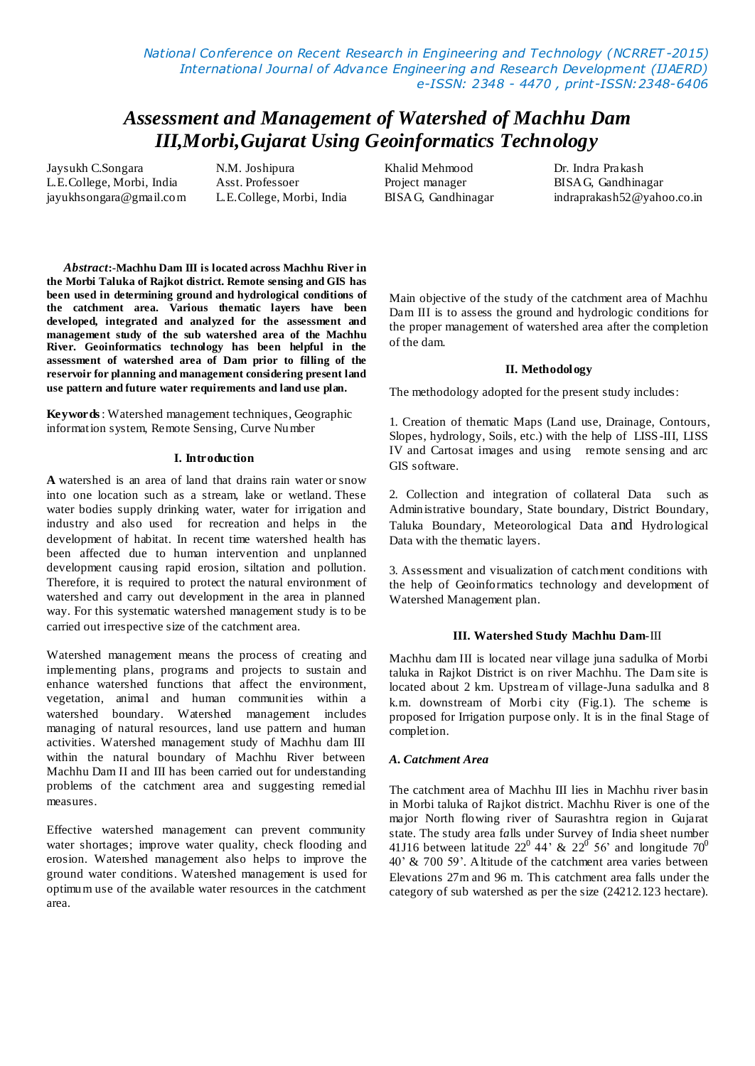# Assessment and Management of Watershed of Machhu Dam III,Morbi,Gujarat Using Geoinformatics Technology

Jaysukh C.Songara
L.E.College, Morbi, India
jayukhsongara@gmail.com

N.M. Joshipura
Asst. Professoer
L.E.College, Morbi, India

Khalid Mehmood
Project manager
BISAG, Gandhinagar

Dr. Indra Prakash
BISAG, Gandhinagar
indraprakash52@yahoo.co.in

***Abstract*:-Machhu Dam III is located across Machhu River in the Morbi Taluka of Rajkot district. Remote sensing and GIS has been used in determining ground and hydrological conditions of the catchment area. Various thematic layers have been developed, integrated and analyzed for the assessment and management study of the sub watershed area of the Machhu River. Geoinformatics technology has been helpful in the assessment of watershed area of Dam prior to filling of the reservoir for planning and management considering present land use pattern and future water requirements and land use plan.**

**Keywords**: Watershed management techniques, Geographic information system, Remote Sensing, Curve Number

## I. Introduction

**A** watershed is an area of land that drains rain water or snow into one location such as a stream, lake or wetland. These water bodies supply drinking water, water for irrigation and industry and also used for recreation and helps in the development of habitat. In recent time watershed health has been affected due to human intervention and unplanned development causing rapid erosion, siltation and pollution. Therefore, it is required to protect the natural environment of watershed and carry out development in the area in planned way. For this systematic watershed management study is to be carried out irrespective size of the catchment area.

Watershed management means the process of creating and implementing plans, programs and projects to sustain and enhance watershed functions that affect the environment, vegetation, animal and human communities within a watershed boundary. Watershed management includes managing of natural resources, land use pattern and human activities. Watershed management study of Machhu dam III within the natural boundary of Machhu River between Machhu Dam II and III has been carried out for understanding problems of the catchment area and suggesting remedial measures.

Effective watershed management can prevent community water shortages; improve water quality, check flooding and erosion. Watershed management also helps to improve the ground water conditions. Watershed management is used for optimum use of the available water resources in the catchment area.

Main objective of the study of the catchment area of Machhu Dam III is to assess the ground and hydrologic conditions for the proper management of watershed area after the completion of the dam.

## II. Methodology

The methodology adopted for the present study includes:

1. Creation of thematic Maps (Land use, Drainage, Contours, Slopes, hydrology, Soils, etc.) with the help of LISS-III, LISS IV and Cartosat images and using remote sensing and arc GIS software.

2. Collection and integration of collateral Data such as Administrative boundary, State boundary, District Boundary, Taluka Boundary, Meteorological Data and Hydrological Data with the thematic layers.

3. Assessment and visualization of catchment conditions with the help of Geoinformatics technology and development of Watershed Management plan.

## III. Watershed Study Machhu Dam-III

Machhu dam III is located near village juna sadulka of Morbi taluka in Rajkot District is on river Machhu. The Dam site is located about 2 km. Upstream of village-Juna sadulka and 8 k.m. downstream of Morbi city (Fig.1). The scheme is proposed for Irrigation purpose only. It is in the final Stage of completion.

### *A. Catchment Area*

The catchment area of Machhu III lies in Machhu river basin in Morbi taluka of Rajkot district. Machhu River is one of the major North flowing river of Saurashtra region in Gujarat state. The study area falls under Survey of India sheet number 41J16 between latitude $22^0$ 44' & $22^0$ 56' and longitude $70^0$ 40' & 700 59'. Altitude of the catchment area varies between Elevations 27m and 96 m. This catchment area falls under the category of sub watershed as per the size (24212.123 hectare).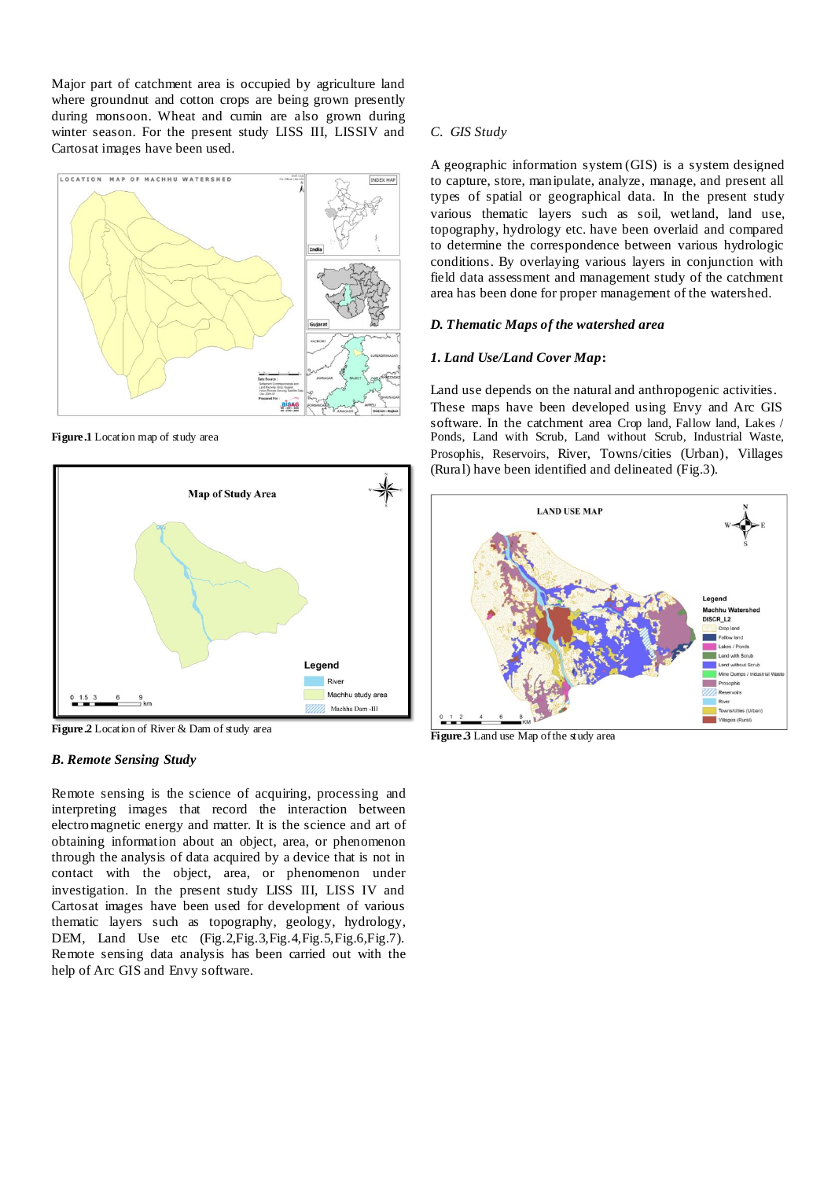Major part of catchment area is occupied by agriculture land where groundnut and cotton crops are being grown presently during monsoon. Wheat and cumin are also grown during winter season. For the present study LISS III, LISSIV and Cartosat images have been used.

**Figure.1** Location map of study area

**Figure.2** Location of River & Dam of study area

### *B. Remote Sensing Study*

Remote sensing is the science of acquiring, processing and interpreting images that record the interaction between electromagnetic energy and matter. It is the science and art of obtaining information about an object, area, or phenomenon through the analysis of data acquired by a device that is not in contact with the object, area, or phenomenon under investigation. In the present study LISS III, LISS IV and Cartosat images have been used for development of various thematic layers such as topography, geology, hydrology, DEM, Land Use etc (Fig.2,Fig.3,Fig.4,Fig.5,Fig.6,Fig.7). Remote sensing data analysis has been carried out with the help of Arc GIS and Envy software.

### *C. GIS Study*

A geographic information system (GIS) is a system designed to capture, store, manipulate, analyze, manage, and present all types of spatial or geographical data. In the present study various thematic layers such as soil, wetland, land use, topography, hydrology etc. have been overlaid and compared to determine the correspondence between various hydrologic conditions. By overlaying various layers in conjunction with field data assessment and management study of the catchment area has been done for proper management of the watershed.

### *D. Thematic Maps of the watershed area*

#### *1. Land Use/Land Cover Map***:**

Land use depends on the natural and anthropogenic activities. These maps have been developed using Envy and Arc GIS software. In the catchment area Crop land, Fallow land, Lakes / Ponds, Land with Scrub, Land without Scrub, Industrial Waste, Prosophis, Reservoirs, River, Towns/cities (Urban), Villages (Rural) have been identified and delineated (Fig.3).

**Figure.3** Land use Map of the study area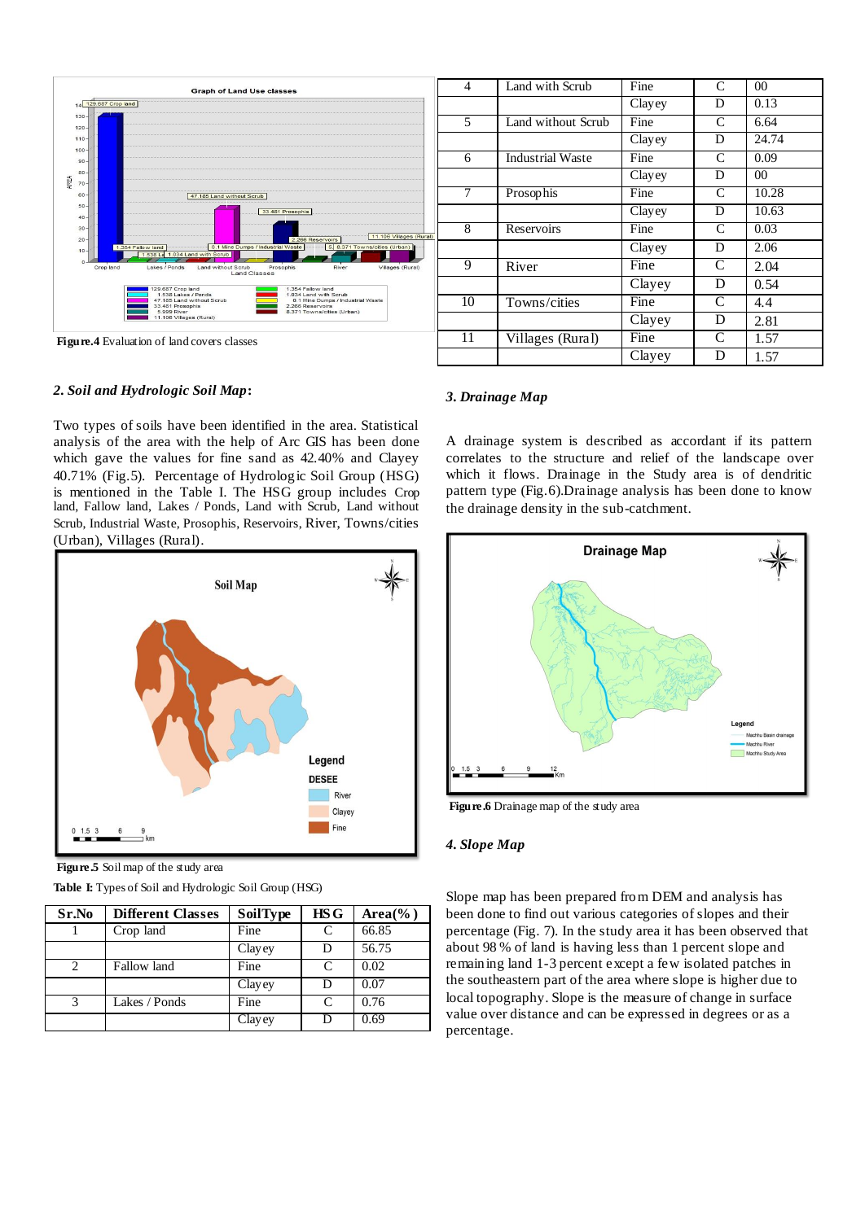Figure.4 Evaluation of land covers classes

### 2. Soil and Hydrologic Soil Map:

Two types of soils have been identified in the area. Statistical analysis of the area with the help of Arc GIS has been done which gave the values for fine sand as 42.40% and Clayey 40.71% (Fig.5). Percentage of Hydrologic Soil Group (HSG) is mentioned in the Table I. The HSG group includes Crop land, Fallow land, Lakes / Ponds, Land with Scrub, Land without Scrub, Industrial Waste, Prosophis, Reservoirs, River, Towns/cities (Urban), Villages (Rural).

Figure.5 Soil map of the study area

Table I: Types of Soil and Hydrologic Soil Group (HSG)

| Sr.No | Different Classes | Soil Type | HSG | Area(%) |
|---|---|---|---|---|
| 1 | Crop land | Fine | C | 66.85 |
| | | Clayey | D | 56.75 |
| 2 | Fallow land | Fine | C | 0.02 |
| | | Clayey | D | 0.07 |
| 3 | Lakes / Ponds | Fine | C | 0.76 |
| | | Clayey | D | 0.69 |
| 4 | Land with Scrub | Fine | C | 00 |
| | | Clayey | D | 0.13 |
| 5 | Land without Scrub | Fine | C | 6.64 |
| | | Clayey | D | 24.74 |
| 6 | Industrial Waste | Fine | C | 0.09 |
| | | Clayey | D | 00 |
| 7 | Prosophis | Fine | C | 10.28 |
| | | Clayey | D | 10.63 |
| 8 | Reservoirs | Fine | C | 0.03 |
| | | Clayey | D | 2.06 |
| 9 | River | Fine | C | 2.04 |
| | | Clayey | D | 0.54 |
| 10 | Towns/cities | Fine | C | 4.4 |
| | | Clayey | D | 2.81 |
| 11 | Villages (Rural) | Fine | C | 1.57 |
| | | Clayey | D | 1.57 |

### 3. Drainage Map

A drainage system is described as accordant if its pattern correlates to the structure and relief of the landscape over which it flows. Drainage in the Study area is of dendritic pattern type (Fig.6).Drainage analysis has been done to know the drainage density in the sub-catchment.

Figure.6 Drainage map of the study area

### 4. Slope Map

Slope map has been prepared from DEM and analysis has been done to find out various categories of slopes and their percentage (Fig. 7). In the study area it has been observed that about 98 % of land is having less than 1 percent slope and remaining land 1-3 percent except a few isolated patches in the southeastern part of the area where slope is higher due to local topography. Slope is the measure of change in surface value over distance and can be expressed in degrees or as a percentage.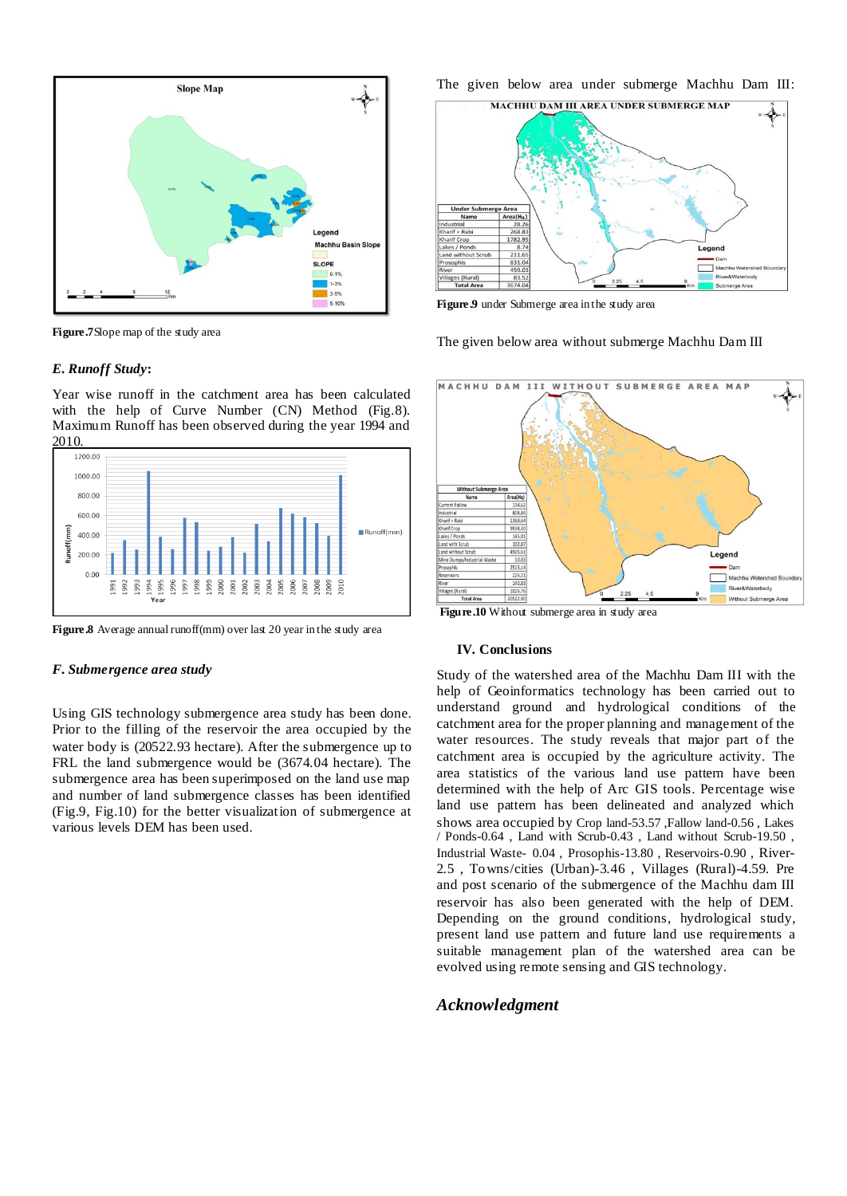Figure.7 Slope map of the study area

### E. Runoff Study:

Year wise runoff in the catchment area has been calculated with the help of Curve Number (CN) Method (Fig.8). Maximum Runoff has been observed during the year 1994 and 2010.

Figure.8 Average annual runoff(mm) over last 20 year in the study area

### F. Submergence area study

Using GIS technology submergence area study has been done. Prior to the filling of the reservoir the area occupied by the water body is (20522.93 hectare). After the submergence up to FRL the land submergence would be (3674.04 hectare). The submergence area has been superimposed on the land use map and number of land submergence classes has been identified (Fig.9, Fig.10) for the better visualization of submergence at various levels DEM has been used.

The given below area under submerge Machhu Dam III:

| Under Submerge Area | |
|---|---|
| Name | Area(Ha) |
| Industrial | 28.26 |
| Kharif + Rabi | 268.83 |
| Kharif Crop | 1782.95 |
| Lakes / Ponds | 8.74 |
| Land without Scrub | 211.65 |
| Prosophis | 831.04 |
| River | 459.03 |
| Villages (Rural) | 83.52 |
| Total Area | 3674.04 |

Figure.9 under Submerge area in the study area

The given below area without submerge Machhu Dam III

| Without Submerge Area | |
|---|---|
| Name | Area(Ha) |
| Current Fallow | 114.62 |
| Industrial | 808.80 |
| Kharif + Rabi | 1368.64 |
| Kharif Crop | 8538.10 |
| Lakes / Ponds | 145.01 |
| Land with Scrub | 102.87 |
| Land without Scrub | 4505.61 |
| Mine Dumps/Industrial Waste | 10.03 |
| Prosophis | 3515.14 |
| Reservoirs | 226.21 |
| River | 143.03 |
| Villages (Rural) | 1026.76 |
| Total Area | 20522.93 |

Figure.10 Without submerge area in study area

## IV. Conclusions

Study of the watershed area of the Machhu Dam III with the help of Geoinformatics technology has been carried out to understand ground and hydrological conditions of the catchment area for the proper planning and management of the water resources. The study reveals that major part of the catchment area is occupied by the agriculture activity. The area statistics of the various land use pattern have been determined with the help of Arc GIS tools. Percentage wise land use pattern has been delineated and analyzed which shows area occupied by Crop land-53.57 ,Fallow land-0.56 , Lakes / Ponds-0.64 , Land with Scrub-0.43 , Land without Scrub-19.50 , Industrial Waste- 0.04 , Prosophis-13.80 , Reservoirs-0.90 , River-2.5 , Towns/cities (Urban)-3.46 , Villages (Rural)-4.59. Pre and post scenario of the submergence of the Machhu dam III reservoir has also been generated with the help of DEM. Depending on the ground conditions, hydrological study, present land use pattern and future land use requirements a suitable management plan of the watershed area can be evolved using remote sensing and GIS technology.

## Acknowledgment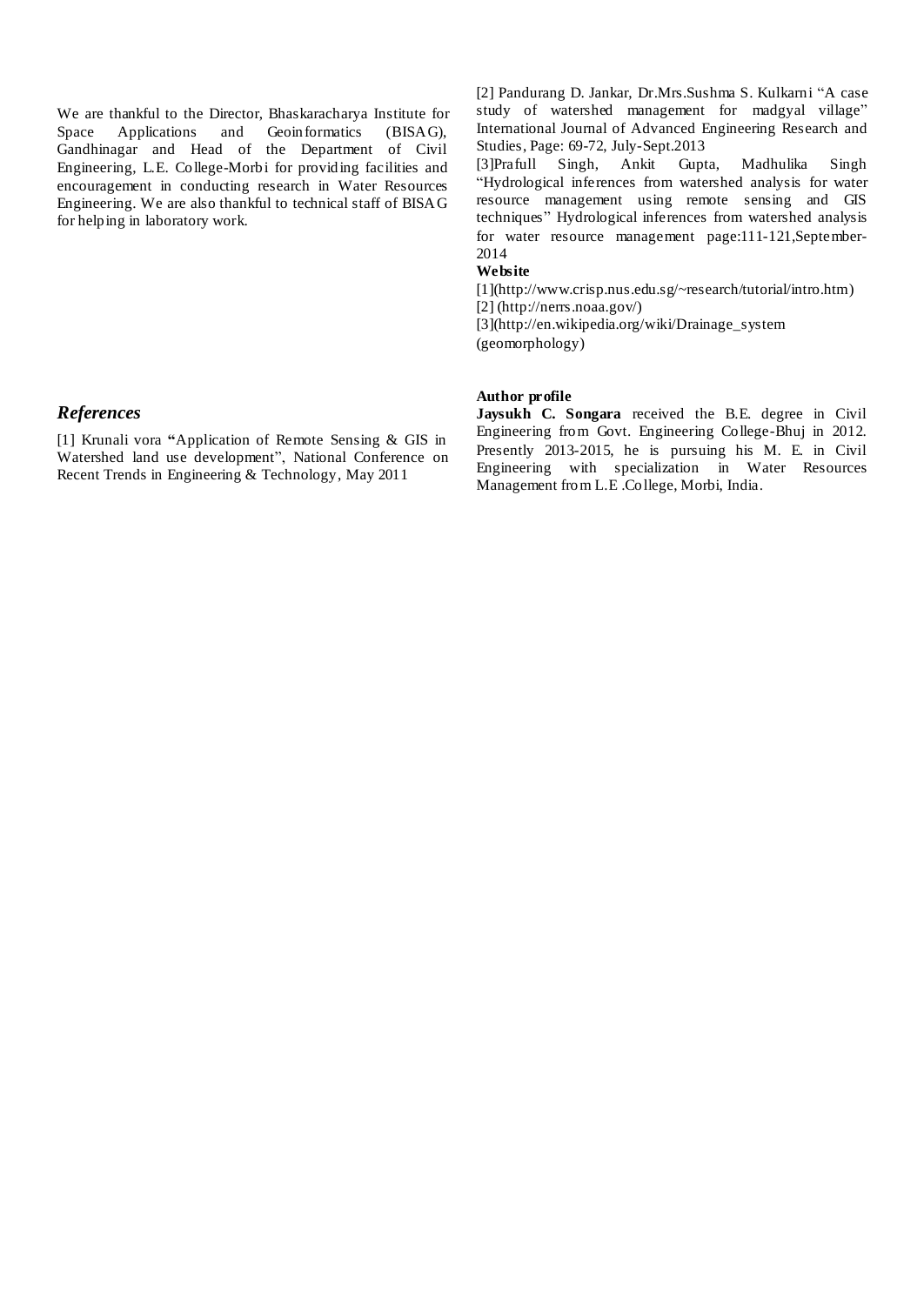We are thankful to the Director, Bhaskaracharya Institute for Space Applications and Geoinformatics (BISAG), Gandhinagar and Head of the Department of Civil Engineering, L.E. College-Morbi for providing facilities and encouragement in conducting research in Water Resources Engineering. We are also thankful to technical staff of BISAG for helping in laboratory work.

## *References*

[1] Krunali vora **"**Application of Remote Sensing & GIS in Watershed land use development", National Conference on Recent Trends in Engineering & Technology, May 2011

[2] Pandurang D. Jankar, Dr.Mrs.Sushma S. Kulkarni "A case study of watershed management for madgyal village" International Journal of Advanced Engineering Research and Studies, Page: 69-72, July-Sept.2013

[3]Prafull Singh, Ankit Gupta, Madhulika Singh "Hydrological inferences from watershed analysis for water resource management using remote sensing and GIS techniques" Hydrological inferences from watershed analysis for water resource management page:111-121,September-2014

**Website**

[1](http://www.crisp.nus.edu.sg/~research/tutorial/intro.htm)

[2] (http://nerrs.noaa.gov/)

[3](http://en.wikipedia.org/wiki/Drainage_system (geomorphology)

**Author profile**

**Jaysukh C. Songara** received the B.E. degree in Civil Engineering from Govt. Engineering College-Bhuj in 2012. Presently 2013-2015, he is pursuing his M. E. in Civil Engineering with specialization in Water Resources Management from L.E .College, Morbi, India.